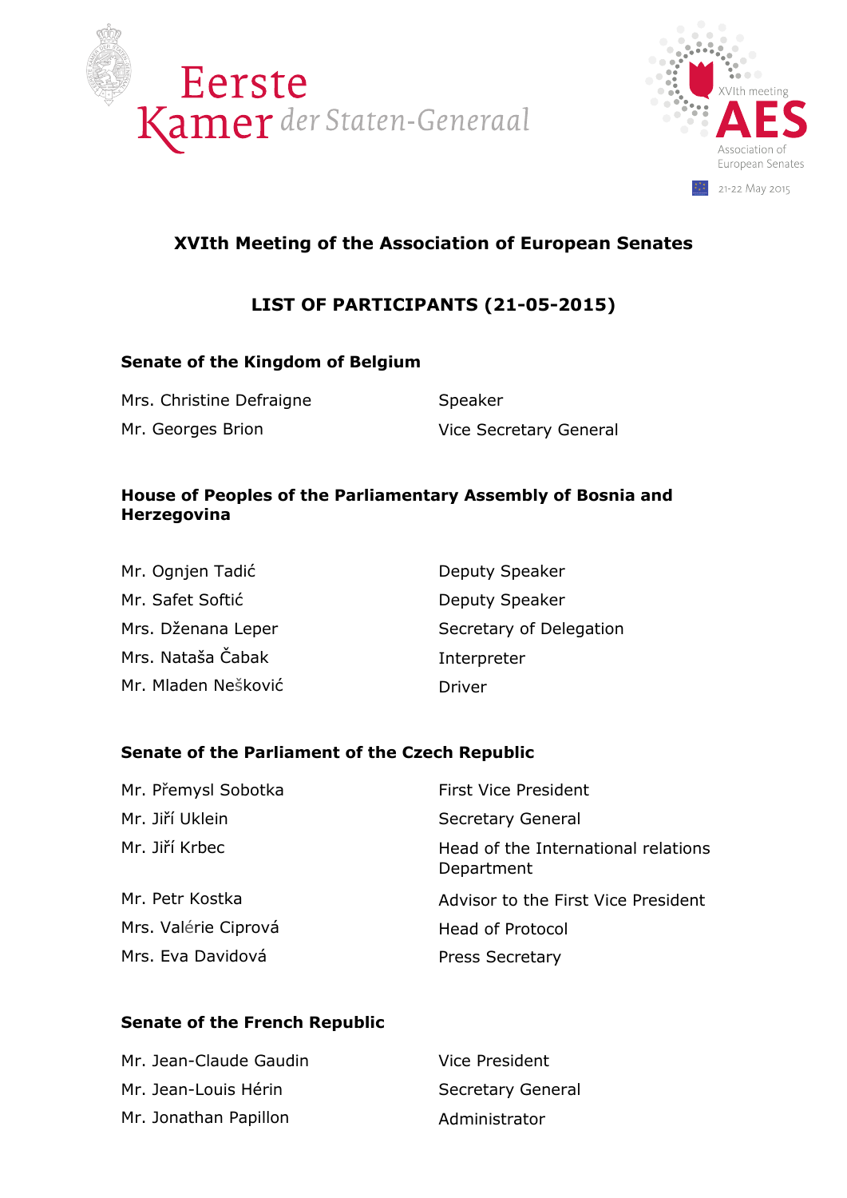# XVIth Meeting of the Association of European Senates

## LIST OF PARTICIPANTS (21-05-2015)

### Senate of the Kingdom of Belgium

| | |
|---|---|
| Mrs. Christine Defraigne | Speaker |
| Mr. Georges Brion | Vice Secretary General |

### House of Peoples of the Parliamentary Assembly of Bosnia and Herzegovina

| | |
|---|---|
| Mr. Ognjen Tadić | Deputy Speaker |
| Mr. Safet Softić | Deputy Speaker |
| Mrs. Dženana Leper | Secretary of Delegation |
| Mrs. Nataša Čabak | Interpreter |
| Mr. Mladen Nešković | Driver |

### Senate of the Parliament of the Czech Republic

| | |
|---|---|
| Mr. Přemysl Sobotka | First Vice President |
| Mr. Jiří Uklein | Secretary General |
| Mr. Jiří Krbec | Head of the International relations Department |
| Mr. Petr Kostka | Advisor to the First Vice President |
| Mrs. Valérie Ciprová | Head of Protocol |
| Mrs. Eva Davidová | Press Secretary |

### Senate of the French Republic

| | |
|---|---|
| Mr. Jean-Claude Gaudin | Vice President |
| Mr. Jean-Louis Hérin | Secretary General |
| Mr. Jonathan Papillon | Administrator |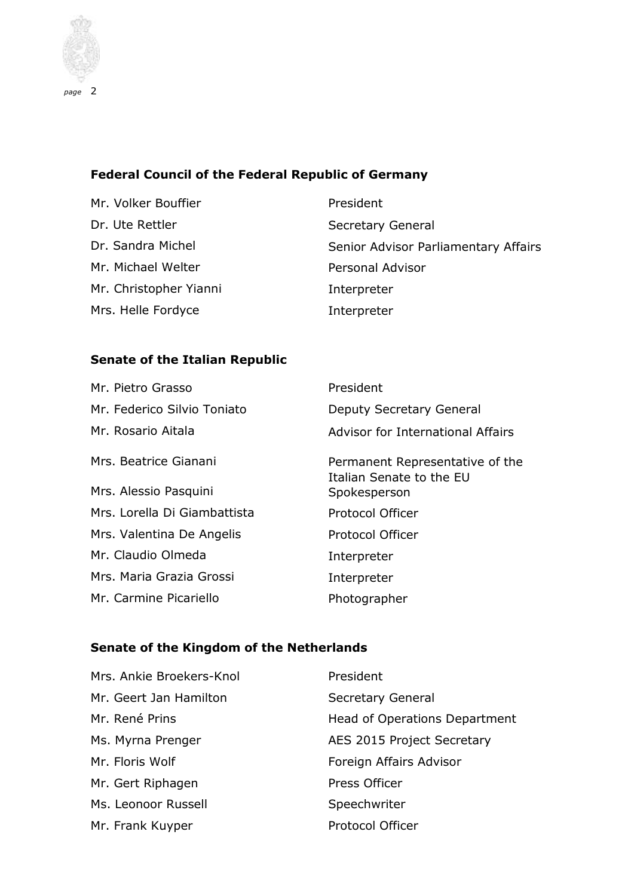**Federal Council of the Federal Republic of Germany**

| | |
|---|---|
| Mr. Volker Bouffier | President |
| Dr. Ute Rettler | Secretary General |
| Dr. Sandra Michel | Senior Advisor Parliamentary Affairs |
| Mr. Michael Welter | Personal Advisor |
| Mr. Christopher Yianni | Interpreter |
| Mrs. Helle Fordyce | Interpreter |

**Senate of the Italian Republic**

| | |
|---|---|
| Mr. Pietro Grasso | President |
| Mr. Federico Silvio Toniato | Deputy Secretary General |
| Mr. Rosario Aitala | Advisor for International Affairs |
| Mrs. Beatrice Gianani | Permanent Representative of the Italian Senate to the EU |
| Mrs. Alessio Pasquini | Spokesperson |
| Mrs. Lorella Di Giambattista | Protocol Officer |
| Mrs. Valentina De Angelis | Protocol Officer |
| Mr. Claudio Olmeda | Interpreter |
| Mrs. Maria Grazia Grossi | Interpreter |
| Mr. Carmine Picariello | Photographer |

**Senate of the Kingdom of the Netherlands**

| | |
|---|---|
| Mrs. Ankie Broekers-Knol | President |
| Mr. Geert Jan Hamilton | Secretary General |
| Mr. René Prins | Head of Operations Department |
| Ms. Myrna Prenger | AES 2015 Project Secretary |
| Mr. Floris Wolf | Foreign Affairs Advisor |
| Mr. Gert Riphagen | Press Officer |
| Ms. Leonoor Russell | Speechwriter |
| Mr. Frank Kuyper | Protocol Officer |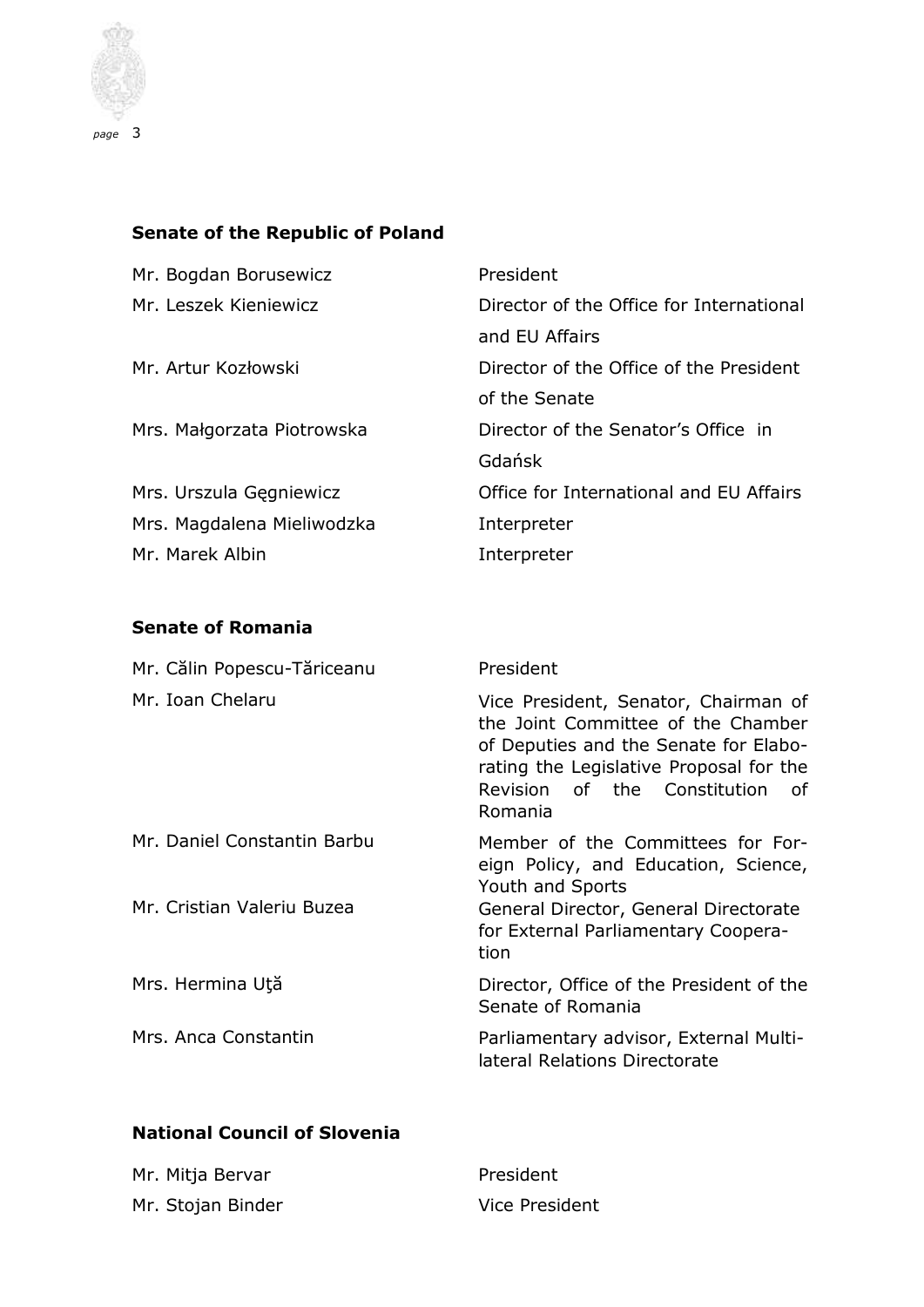### Senate of the Republic of Poland

| | |
|---|---|
| Mr. Bogdan Borusewicz | President |
| Mr. Leszek Kieniewicz | Director of the Office for International and EU Affairs |
| Mr. Artur Kozłowski | Director of the Office of the President of the Senate |
| Mrs. Małgorzata Piotrowska | Director of the Senator's Office in Gdańsk |
| Mrs. Urszula Gęgniewicz | Office for International and EU Affairs |
| Mrs. Magdalena Mieliwodzka | Interpreter |
| Mr. Marek Albin | Interpreter |

### Senate of Romania

| | |
|---|---|
| Mr. Călin Popescu-Tăriceanu | President |
| Mr. Ioan Chelaru | Vice President, Senator, Chairman of the Joint Committee of the Chamber of Deputies and the Senate for Elaborating the Legislative Proposal for the Revision of the Constitution of Romania |
| Mr. Daniel Constantin Barbu | Member of the Committees for Foreign Policy, and Education, Science, Youth and Sports |
| Mr. Cristian Valeriu Buzea | General Director, General Directorate for External Parliamentary Cooperation |
| Mrs. Hermina Uţă | Director, Office of the President of the Senate of Romania |
| Mrs. Anca Constantin | Parliamentary advisor, External Multilateral Relations Directorate |

### National Council of Slovenia

| | |
|---|---|
| Mr. Mitja Bervar | President |
| Mr. Stojan Binder | Vice President |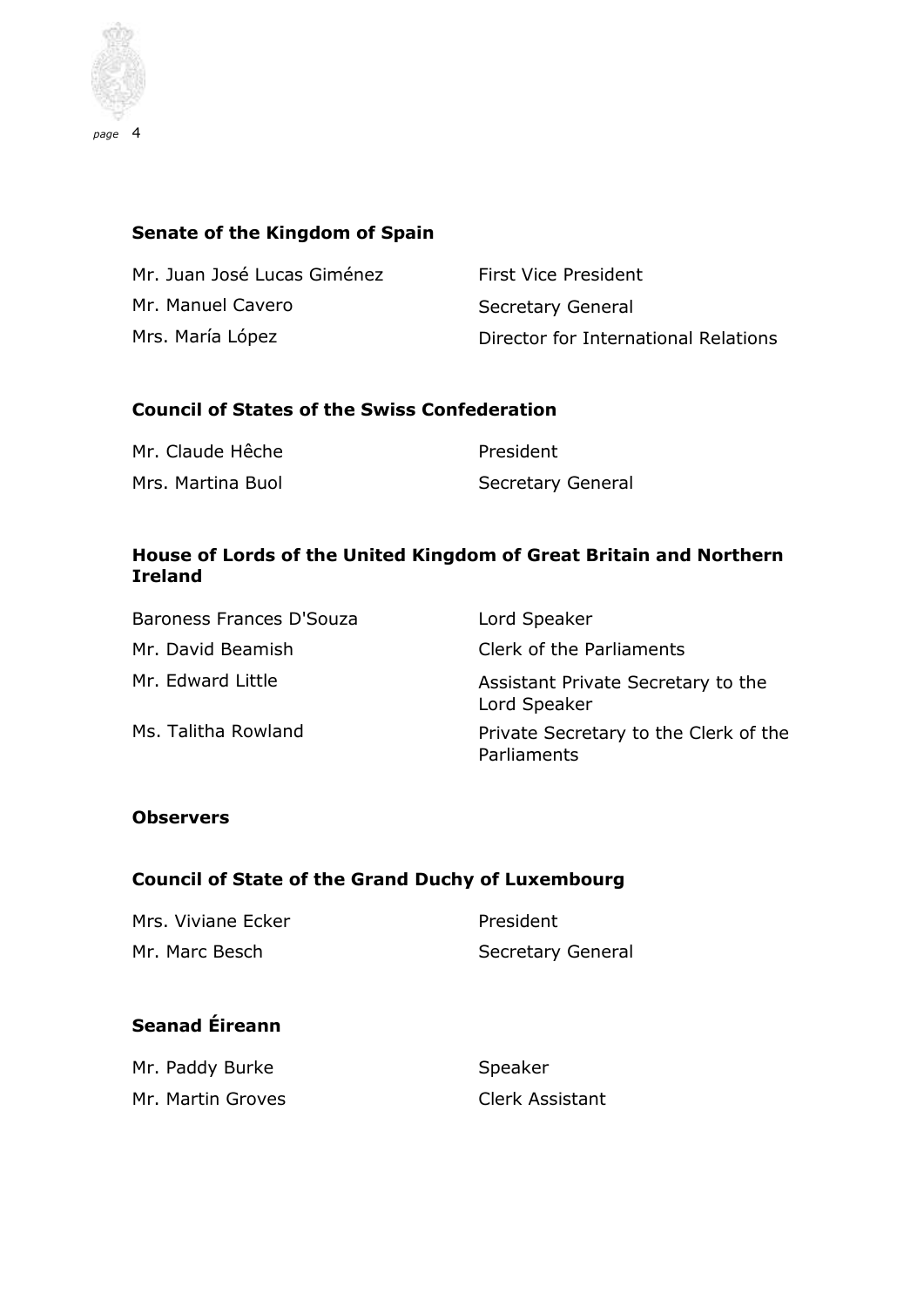**Senate of the Kingdom of Spain**

| | |
|---|---|
| Mr. Juan José Lucas Giménez | First Vice President |
| Mr. Manuel Cavero | Secretary General |
| Mrs. María López | Director for International Relations |

**Council of States of the Swiss Confederation**

| | |
|---|---|
| Mr. Claude Hêche | President |
| Mrs. Martina Buol | Secretary General |

**House of Lords of the United Kingdom of Great Britain and Northern Ireland**

| | |
|---|---|
| Baroness Frances D'Souza | Lord Speaker |
| Mr. David Beamish | Clerk of the Parliaments |
| Mr. Edward Little | Assistant Private Secretary to the Lord Speaker |
| Ms. Talitha Rowland | Private Secretary to the Clerk of the Parliaments |

**Observers**

**Council of State of the Grand Duchy of Luxembourg**

| | |
|---|---|
| Mrs. Viviane Ecker | President |
| Mr. Marc Besch | Secretary General |

**Seanad Éireann**

| | |
|---|---|
| Mr. Paddy Burke | Speaker |
| Mr. Martin Groves | Clerk Assistant |